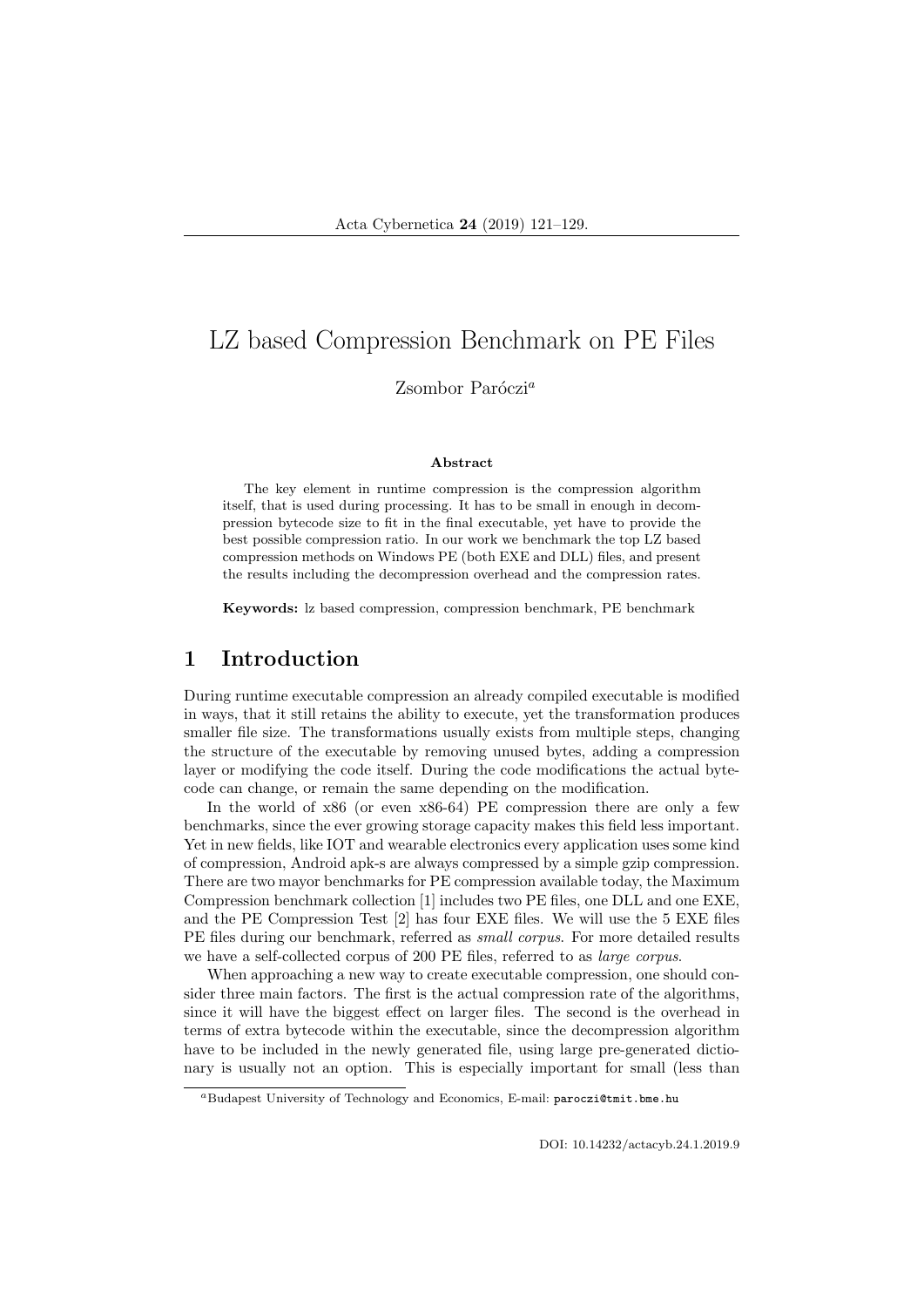# LZ based Compression Benchmark on PE Files

Zsombor Paróczi[a]

### Abstract

The key element in runtime compression is the compression algorithm itself, that is used during processing. It has to be small in enough in decompression bytecode size to fit in the final executable, yet have to provide the best possible compression ratio. In our work we benchmark the top LZ based compression methods on Windows PE (both EXE and DLL) files, and present the results including the decompression overhead and the compression rates.

**Keywords:** lz based compression, compression benchmark, PE benchmark

## 1 Introduction

During runtime executable compression an already compiled executable is modified in ways, that it still retains the ability to execute, yet the transformation produces smaller file size. The transformations usually exists from multiple steps, changing the structure of the executable by removing unused bytes, adding a compression layer or modifying the code itself. During the code modifications the actual bytecode can change, or remain the same depending on the modification.

In the world of x86 (or even x86-64) PE compression there are only a few benchmarks, since the ever growing storage capacity makes this field less important. Yet in new fields, like IOT and wearable electronics every application uses some kind of compression, Android apk-s are always compressed by a simple gzip compression. There are two mayor benchmarks for PE compression available today, the Maximum Compression benchmark collection [1] includes two PE files, one DLL and one EXE, and the PE Compression Test [2] has four EXE files. We will use the 5 EXE files PE files during our benchmark, referred as *small corpus*. For more detailed results we have a self-collected corpus of 200 PE files, referred to as *large corpus*.

When approaching a new way to create executable compression, one should consider three main factors. The first is the actual compression rate of the algorithms, since it will have the biggest effect on larger files. The second is the overhead in terms of extra bytecode within the executable, since the decompression algorithm have to be included in the newly generated file, using large pre-generated dictionary is usually not an option. This is especially important for small (less than

[a]Budapest University of Technology and Economics, E-mail: paroczi@tmit.bme.hu

DOI: 10.14232/actacyb.24.1.2019.9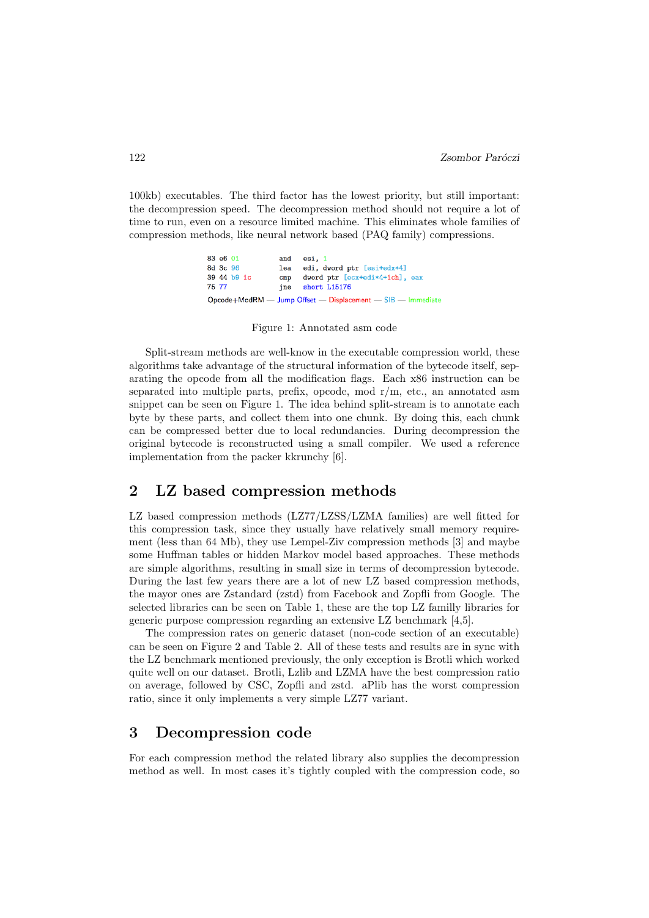100kb) executables. The third factor has the lowest priority, but still important: the decompression speed. The decompression method should not require a lot of time to run, even on a resource limited machine. This eliminates whole families of compression methods, like neural network based (PAQ family) compressions.

```
83 e6 01          and   esi, 1
8d 3c 96          lea   edi, dword ptr [esi+edx*4]
39 44 b9 1c       cmp   dword ptr [ecx+edi*4+1ch], eax
75 77             jne   short L15176
Opcode+ModRM — Jump Offset — Displacement — SIB — Immediate
```

Figure 1: Annotated asm code

Split-stream methods are well-know in the executable compression world, these algorithms take advantage of the structural information of the bytecode itself, separating the opcode from all the modification flags. Each x86 instruction can be separated into multiple parts, prefix, opcode, mod r/m, etc., an annotated asm snippet can be seen on Figure 1. The idea behind split-stream is to annotate each byte by these parts, and collect them into one chunk. By doing this, each chunk can be compressed better due to local redundancies. During decompression the original bytecode is reconstructed using a small compiler. We used a reference implementation from the packer kkrunchy [6].

## 2 LZ based compression methods

LZ based compression methods (LZ77/LZSS/LZMA families) are well fitted for this compression task, since they usually have relatively small memory requirement (less than 64 Mb), they use Lempel-Ziv compression methods [3] and maybe some Huffman tables or hidden Markov model based approaches. These methods are simple algorithms, resulting in small size in terms of decompression bytecode. During the last few years there are a lot of new LZ based compression methods, the mayor ones are Zstandard (zstd) from Facebook and Zopfli from Google. The selected libraries can be seen on Table 1, these are the top LZ familly libraries for generic purpose compression regarding an extensive LZ benchmark [4,5].

The compression rates on generic dataset (non-code section of an executable) can be seen on Figure 2 and Table 2. All of these tests and results are in sync with the LZ benchmark mentioned previously, the only exception is Brotli which worked quite well on our dataset. Brotli, Lzlib and LZMA have the best compression ratio on average, followed by CSC, Zopfli and zstd. aPlib has the worst compression ratio, since it only implements a very simple LZ77 variant.

## 3 Decompression code

For each compression method the related library also supplies the decompression method as well. In most cases it's tightly coupled with the compression code, so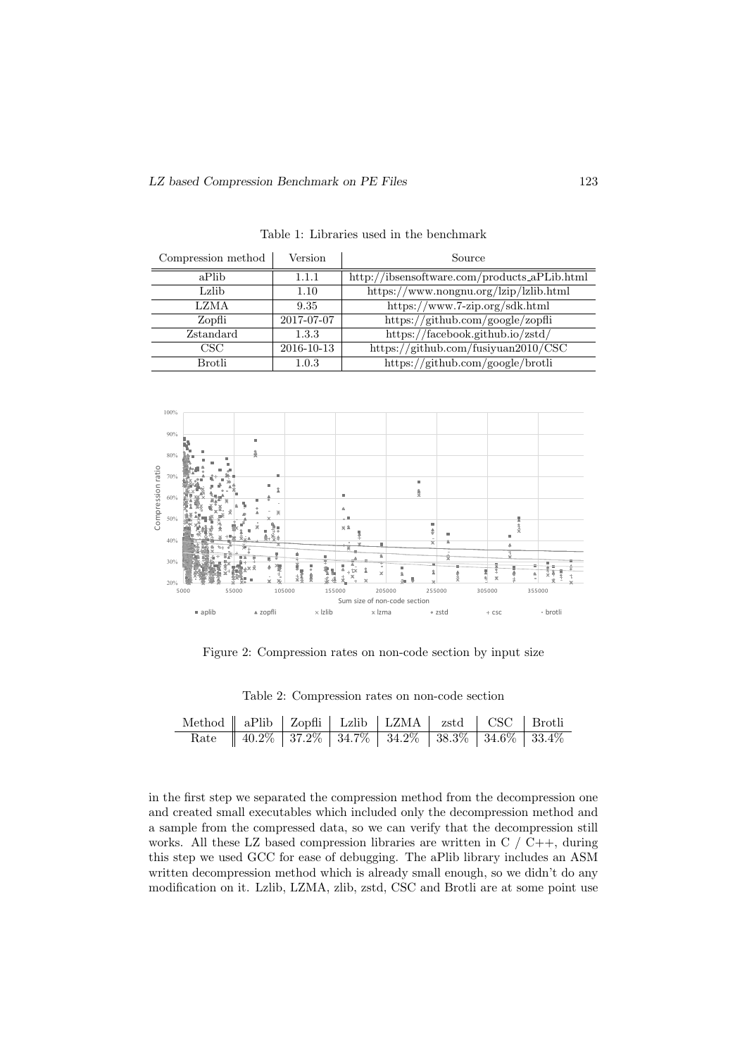Table 1: Libraries used in the benchmark

| Compression method | Version | Source |
|---|---|---|
| aPlib | 1.1.1 | http://ibsensoftware.com/products_aPLib.html |
| Lzlib | 1.10 | https://www.nongnu.org/lzip/lzlib.html |
| LZMA | 9.35 | https://www.7-zip.org/sdk.html |
| Zopfli | 2017-07-07 | https://github.com/google/zopfli |
| Zstandard | 1.3.3 | https://facebook.github.io/zstd/ |
| CSC | 2016-10-13 | https://github.com/fusiyuan2010/CSC |
| Brotli | 1.0.3 | https://github.com/google/brotli |

Figure 2: Compression rates on non-code section by input size

Table 2: Compression rates on non-code section

| Method | aPlib | Zopfli | Lzlib | LZMA | zstd | CSC | Brotli |
|---|---|---|---|---|---|---|---|
| Rate | 40.2% | 37.2% | 34.7% | 34.2% | 38.3% | 34.6% | 33.4% |

in the first step we separated the compression method from the decompression one and created small executables which included only the decompression method and a sample from the compressed data, so we can verify that the decompression still works. All these LZ based compression libraries are written in C / C++, during this step we used GCC for ease of debugging. The aPlib library includes an ASM written decompression method which is already small enough, so we didn't do any modification on it. Lzlib, LZMA, zlib, zstd, CSC and Brotli are at some point use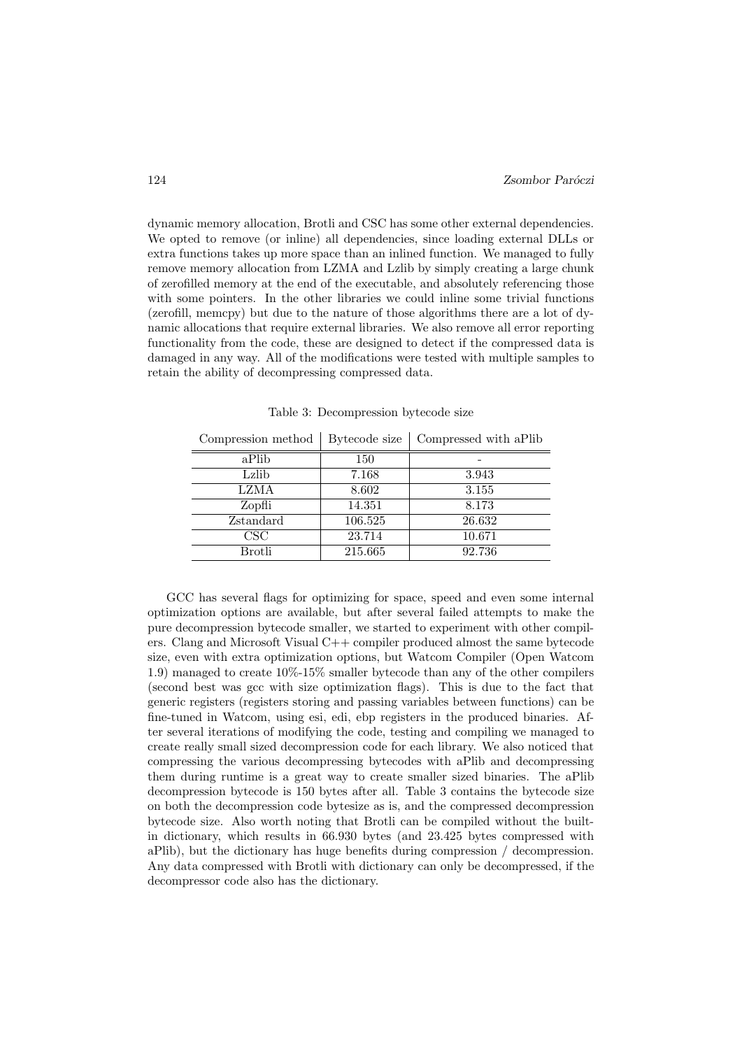dynamic memory allocation, Brotli and CSC has some other external dependencies. We opted to remove (or inline) all dependencies, since loading external DLLs or extra functions takes up more space than an inlined function. We managed to fully remove memory allocation from LZMA and Lzlib by simply creating a large chunk of zerofilled memory at the end of the executable, and absolutely referencing those with some pointers. In the other libraries we could inline some trivial functions (zerofill, memcpy) but due to the nature of those algorithms there are a lot of dynamic allocations that require external libraries. We also remove all error reporting functionality from the code, these are designed to detect if the compressed data is damaged in any way. All of the modifications were tested with multiple samples to retain the ability of decompressing compressed data.

Table 3: Decompression bytecode size

| Compression method | Bytecode size | Compressed with aPlib |
|---|---|---|
| aPlib | 150 | - |
| Lzlib | 7.168 | 3.943 |
| LZMA | 8.602 | 3.155 |
| Zopfli | 14.351 | 8.173 |
| Zstandard | 106.525 | 26.632 |
| CSC | 23.714 | 10.671 |
| Brotli | 215.665 | 92.736 |

GCC has several flags for optimizing for space, speed and even some internal optimization options are available, but after several failed attempts to make the pure decompression bytecode smaller, we started to experiment with other compilers. Clang and Microsoft Visual C++ compiler produced almost the same bytecode size, even with extra optimization options, but Watcom Compiler (Open Watcom 1.9) managed to create 10%-15% smaller bytecode than any of the other compilers (second best was gcc with size optimization flags). This is due to the fact that generic registers (registers storing and passing variables between functions) can be fine-tuned in Watcom, using esi, edi, ebp registers in the produced binaries. After several iterations of modifying the code, testing and compiling we managed to create really small sized decompression code for each library. We also noticed that compressing the various decompressing bytecodes with aPlib and decompressing them during runtime is a great way to create smaller sized binaries. The aPlib decompression bytecode is 150 bytes after all. Table 3 contains the bytecode size on both the decompression code bytesize as is, and the compressed decompression bytecode size. Also worth noting that Brotli can be compiled without the built-in dictionary, which results in 66.930 bytes (and 23.425 bytes compressed with aPlib), but the dictionary has huge benefits during compression / decompression. Any data compressed with Brotli with dictionary can only be decompressed, if the decompressor code also has the dictionary.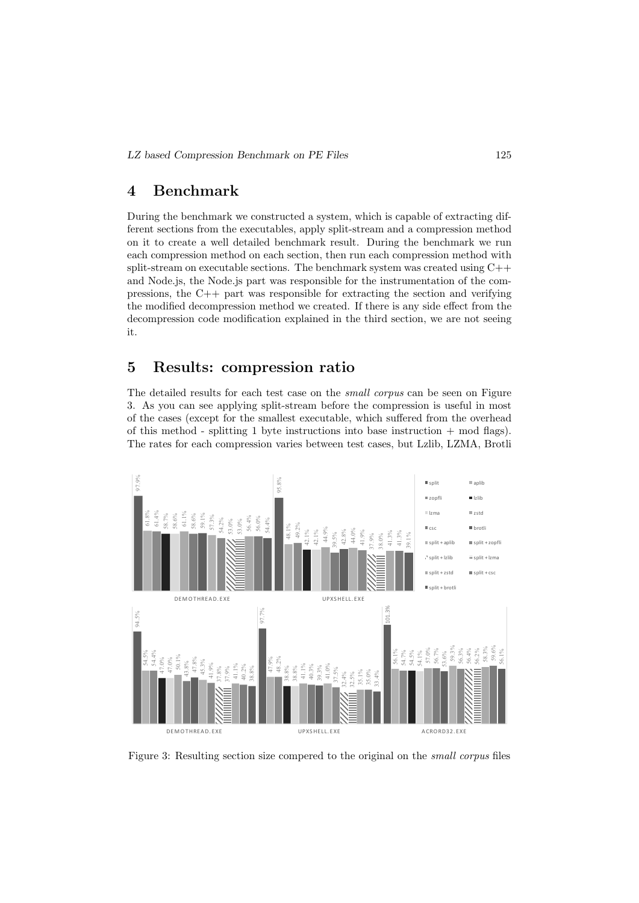## 4 Benchmark

During the benchmark we constructed a system, which is capable of extracting different sections from the executables, apply split-stream and a compression method on it to create a well detailed benchmark result. During the benchmark we run each compression method on each section, then run each compression method with split-stream on executable sections. The benchmark system was created using C++ and Node.js, the Node.js part was responsible for the instrumentation of the compressions, the C++ part was responsible for extracting the section and verifying the modified decompression method we created. If there is any side effect from the decompression code modification explained in the third section, we are not seeing it.

## 5 Results: compression ratio

The detailed results for each test case on the *small corpus* can be seen on Figure 3. As you can see applying split-stream before the compression is useful in most of the cases (except for the smallest executable, which suffered from the overhead of this method - splitting 1 byte instructions into base instruction + mod flags). The rates for each compression varies between test cases, but Lzlib, LZMA, Brotli

Figure 3: Resulting section size compered to the original on the *small corpus* files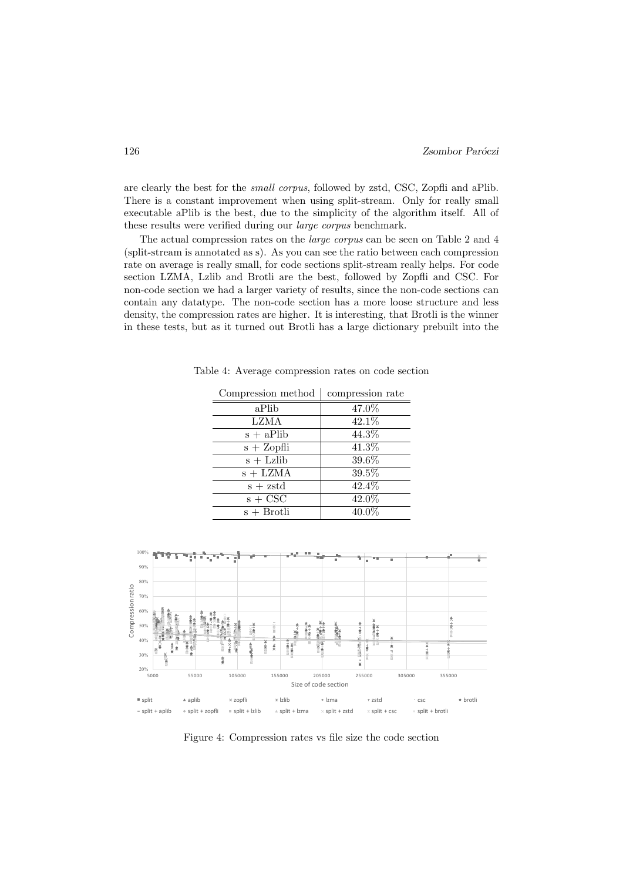are clearly the best for the *small corpus*, followed by zstd, CSC, Zopfli and aPlib. There is a constant improvement when using split-stream. Only for really small executable aPlib is the best, due to the simplicity of the algorithm itself. All of these results were verified during our *large corpus* benchmark.

The actual compression rates on the *large corpus* can be seen on Table 2 and 4 (split-stream is annotated as s). As you can see the ratio between each compression rate on average is really small, for code sections split-stream really helps. For code section LZMA, Lzlib and Brotli are the best, followed by Zopfli and CSC. For non-code section we had a larger variety of results, since the non-code sections can contain any datatype. The non-code section has a more loose structure and less density, the compression rates are higher. It is interesting, that Brotli is the winner in these tests, but as it turned out Brotli has a large dictionary prebuilt into the

Table 4: Average compression rates on code section

| Compression method | compression rate |
|---|---|
| aPlib | 47.0% |
| LZMA | 42.1% |
| s + aPlib | 44.3% |
| s + Zopfli | 41.3% |
| s + Lzlib | 39.6% |
| s + LZMA | 39.5% |
| s + zstd | 42.4% |
| s + CSC | 42.0% |
| s + Brotli | 40.0% |

Figure 4: Compression rates vs file size the code section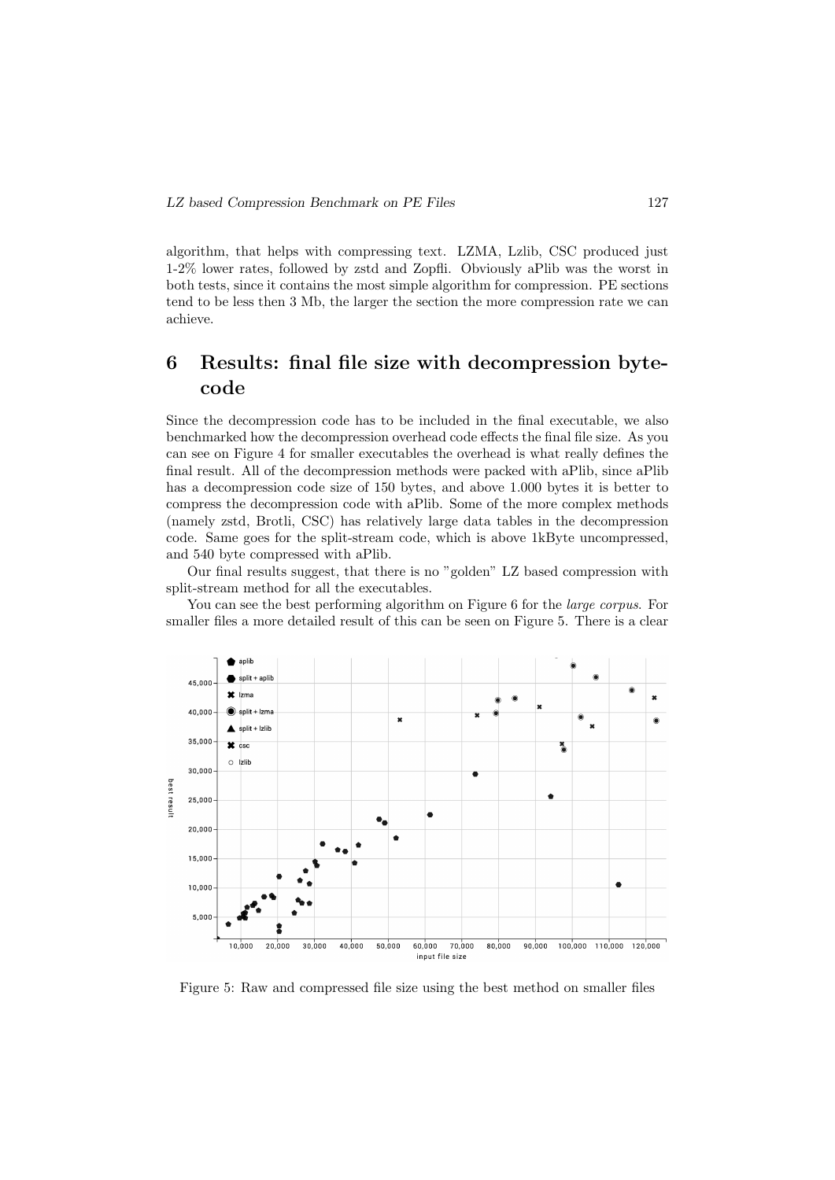algorithm, that helps with compressing text. LZMA, Lzlib, CSC produced just 1-2% lower rates, followed by zstd and Zopfli. Obviously aPlib was the worst in both tests, since it contains the most simple algorithm for compression. PE sections tend to be less then 3 Mb, the larger the section the more compression rate we can achieve.

## 6 Results: final file size with decompression bytecode

Since the decompression code has to be included in the final executable, we also benchmarked how the decompression overhead code effects the final file size. As you can see on Figure 4 for smaller executables the overhead is what really defines the final result. All of the decompression methods were packed with aPlib, since aPlib has a decompression code size of 150 bytes, and above 1.000 bytes it is better to compress the decompression code with aPlib. Some of the more complex methods (namely zstd, Brotli, CSC) has relatively large data tables in the decompression code. Same goes for the split-stream code, which is above 1kByte uncompressed, and 540 byte compressed with aPlib.

Our final results suggest, that there is no "golden" LZ based compression with split-stream method for all the executables.

You can see the best performing algorithm on Figure 6 for the *large corpus*. For smaller files a more detailed result of this can be seen on Figure 5. There is a clear

Figure 5: Raw and compressed file size using the best method on smaller files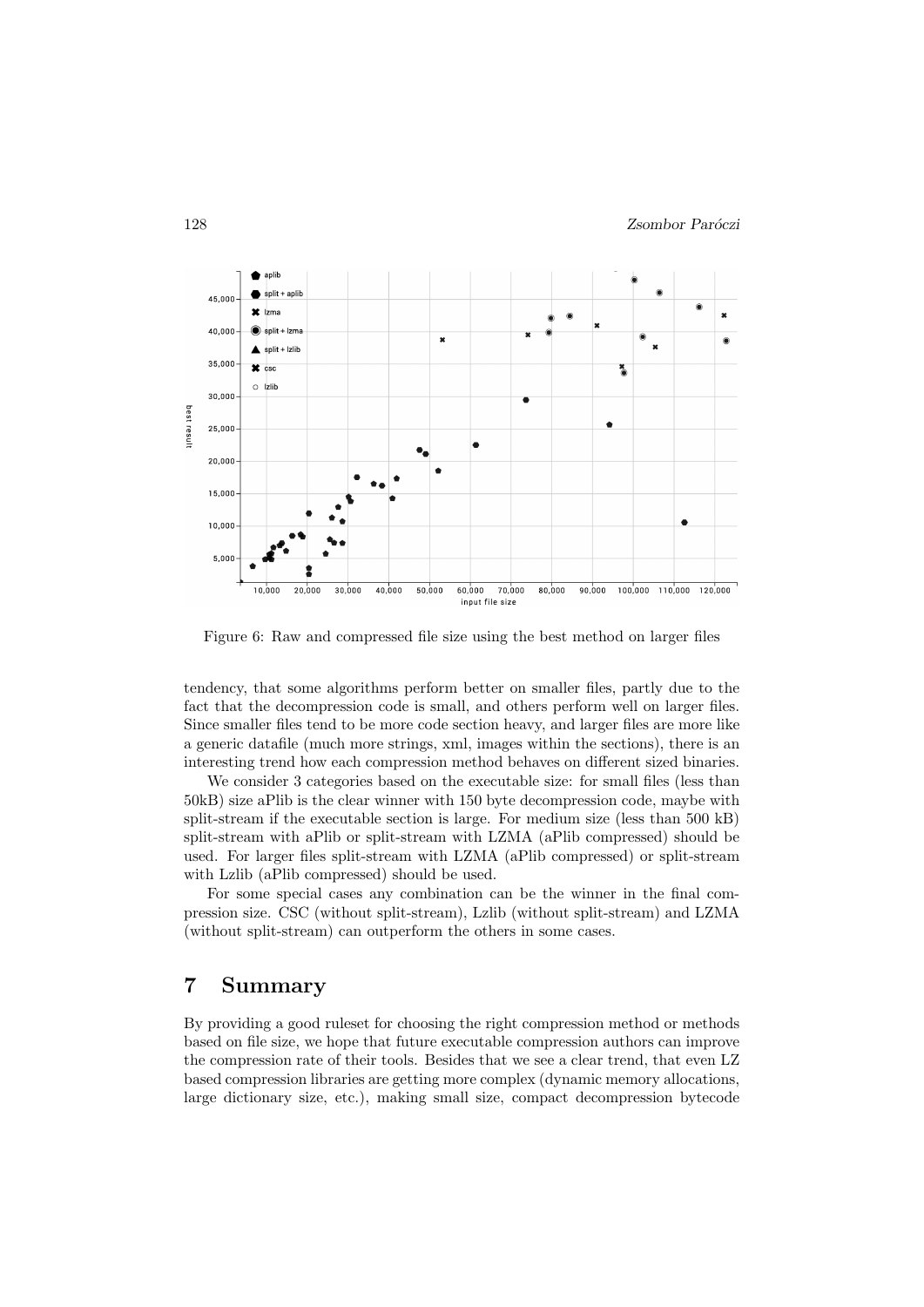Figure 6: Raw and compressed file size using the best method on larger files

tendency, that some algorithms perform better on smaller files, partly due to the fact that the decompression code is small, and others perform well on larger files. Since smaller files tend to be more code section heavy, and larger files are more like a generic datafile (much more strings, xml, images within the sections), there is an interesting trend how each compression method behaves on different sized binaries.

We consider 3 categories based on the executable size: for small files (less than 50kB) size aPlib is the clear winner with 150 byte decompression code, maybe with split-stream if the executable section is large. For medium size (less than 500 kB) split-stream with aPlib or split-stream with LZMA (aPlib compressed) should be used. For larger files split-stream with LZMA (aPlib compressed) or split-stream with Lzlib (aPlib compressed) should be used.

For some special cases any combination can be the winner in the final compression size. CSC (without split-stream), Lzlib (without split-stream) and LZMA (without split-stream) can outperform the others in some cases.

# 7 Summary

By providing a good ruleset for choosing the right compression method or methods based on file size, we hope that future executable compression authors can improve the compression rate of their tools. Besides that we see a clear trend, that even LZ based compression libraries are getting more complex (dynamic memory allocations, large dictionary size, etc.), making small size, compact decompression bytecode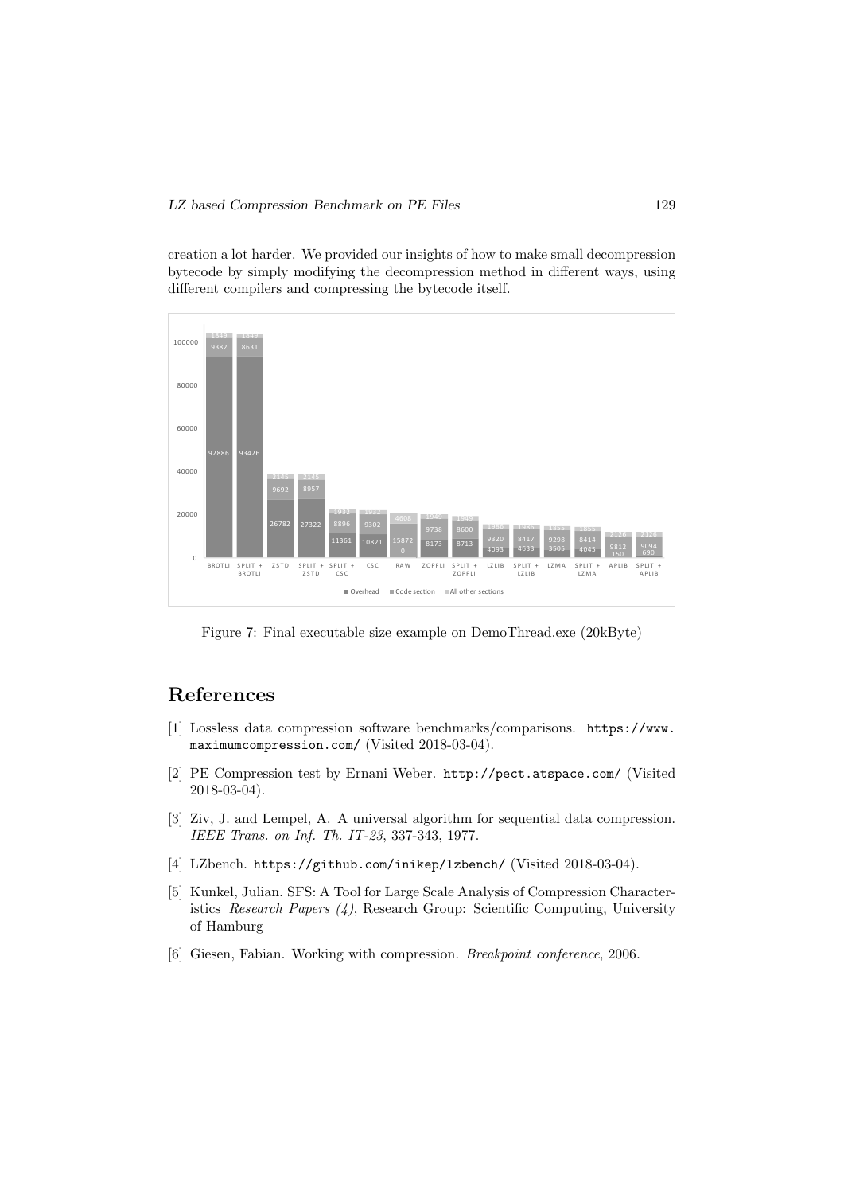creation a lot harder. We provided our insights of how to make small decompression bytecode by simply modifying the decompression method in different ways, using different compilers and compressing the bytecode itself.

100000
80000
60000
40000
20000
0

1849 1849
9382 8631
92886 93426
2145 2145
9692 8957
26782 27322
1932 1932
8896 9302
11361 10821
4608
15872
0
1949 1140
9738 8600
8173 8713
1986 1986
9320 8417
4093 4633
1855 1855
9298 8414
3505 4045
2126 2126
9812 9094
150 690

BROTLI
SPLIT + BROTLI
ZSTD
SPLIT + ZSTD
SPLIT + CSC
CSC
RAW
ZOPFLI
SPLIT + ZOPFLI
LZLIB
SPLIT + LZLIB
LZMA
SPLIT + LZMA
APLIB
SPLIT + APLIB

Overhead   Code section   All other sections

Figure 7: Final executable size example on DemoThread.exe (20kByte)

# References

[1] Lossless data compression software benchmarks/comparisons. `https://www.maximumcompression.com/` (Visited 2018-03-04).

[2] PE Compression test by Ernani Weber. `http://pect.atspace.com/` (Visited 2018-03-04).

[3] Ziv, J. and Lempel, A. A universal algorithm for sequential data compression. *IEEE Trans. on Inf. Th. IT-23*, 337-343, 1977.

[4] LZbench. `https://github.com/inikep/lzbench/` (Visited 2018-03-04).

[5] Kunkel, Julian. SFS: A Tool for Large Scale Analysis of Compression Characteristics *Research Papers (4)*, Research Group: Scientific Computing, University of Hamburg

[6] Giesen, Fabian. Working with compression. *Breakpoint conference*, 2006.